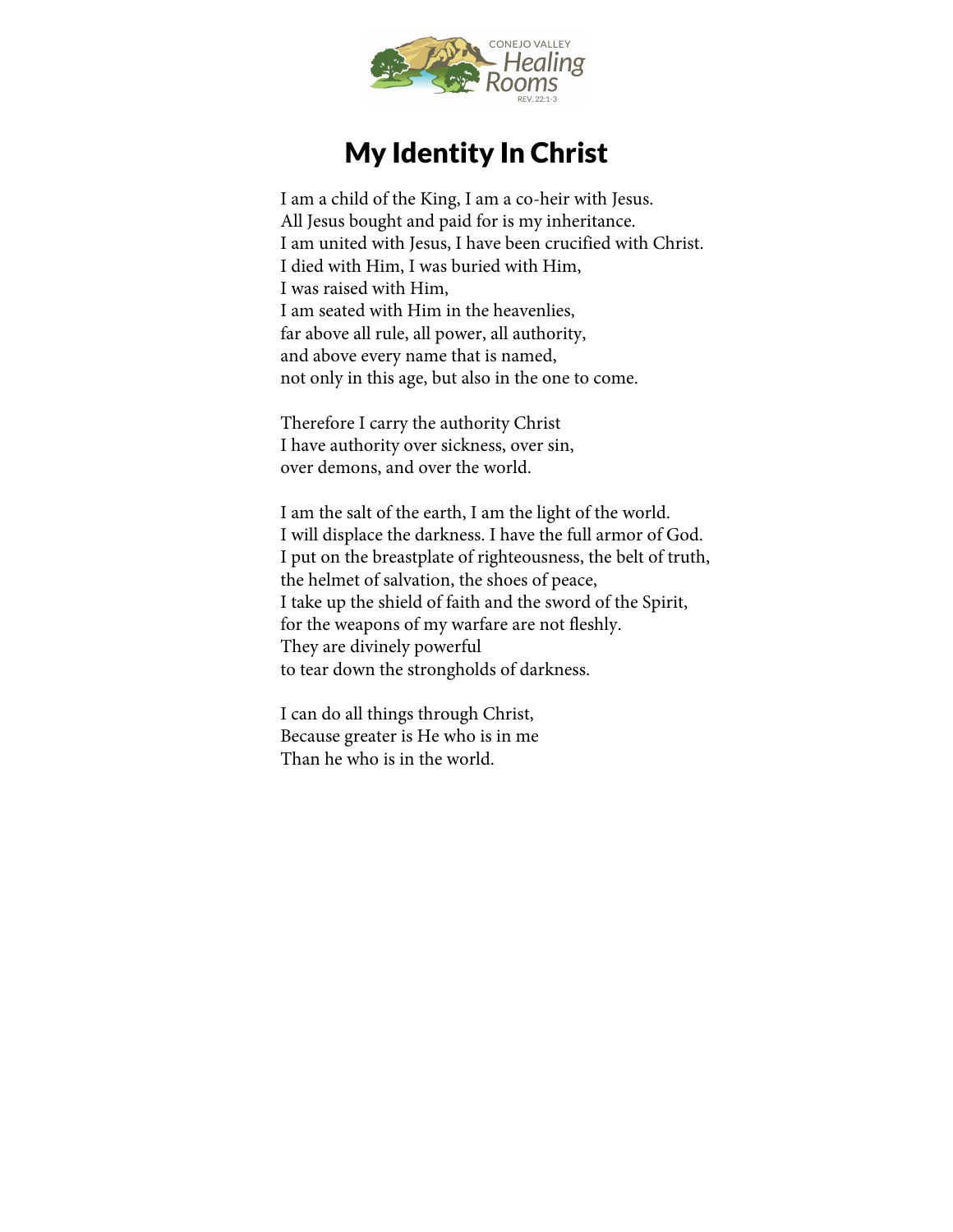CONEJO VALLEY Healing Rooms REV. 22:1-3

# My Identity In Christ

I am a child of the King, I am a co-heir with Jesus.
All Jesus bought and paid for is my inheritance.
I am united with Jesus, I have been crucified with Christ.
I died with Him, I was buried with Him,
I was raised with Him,
I am seated with Him in the heavenlies,
far above all rule, all power, all authority,
and above every name that is named,
not only in this age, but also in the one to come.

Therefore I carry the authority Christ
I have authority over sickness, over sin,
over demons, and over the world.

I am the salt of the earth, I am the light of the world.
I will displace the darkness. I have the full armor of God.
I put on the breastplate of righteousness, the belt of truth,
the helmet of salvation, the shoes of peace,
I take up the shield of faith and the sword of the Spirit,
for the weapons of my warfare are not fleshly.
They are divinely powerful
to tear down the strongholds of darkness.

I can do all things through Christ,
Because greater is He who is in me
Than he who is in the world.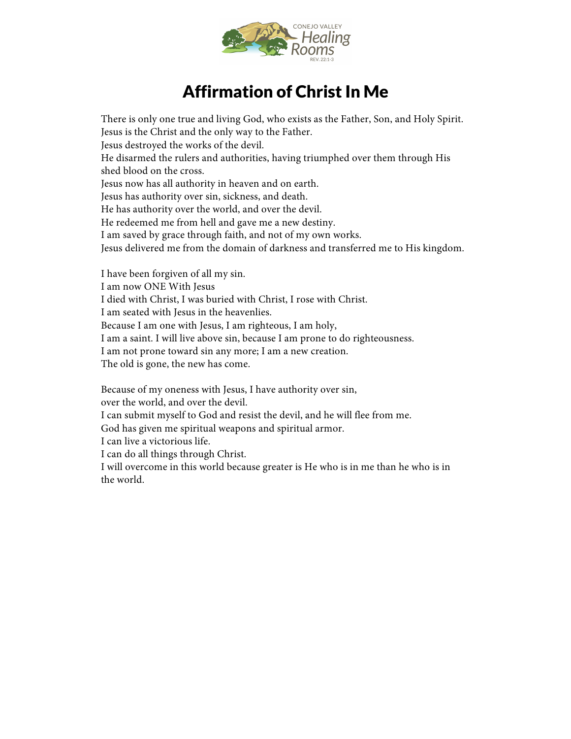# Affirmation of Christ In Me

There is only one true and living God, who exists as the Father, Son, and Holy Spirit.
Jesus is the Christ and the only way to the Father.
Jesus destroyed the works of the devil.
He disarmed the rulers and authorities, having triumphed over them through His shed blood on the cross.
Jesus now has all authority in heaven and on earth.
Jesus has authority over sin, sickness, and death.
He has authority over the world, and over the devil.
He redeemed me from hell and gave me a new destiny.
I am saved by grace through faith, and not of my own works.
Jesus delivered me from the domain of darkness and transferred me to His kingdom.

I have been forgiven of all my sin.
I am now ONE With Jesus
I died with Christ, I was buried with Christ, I rose with Christ.
I am seated with Jesus in the heavenlies.
Because I am one with Jesus, I am righteous, I am holy,
I am a saint. I will live above sin, because I am prone to do righteousness.
I am not prone toward sin any more; I am a new creation.
The old is gone, the new has come.

Because of my oneness with Jesus, I have authority over sin,
over the world, and over the devil.
I can submit myself to God and resist the devil, and he will flee from me.
God has given me spiritual weapons and spiritual armor.
I can live a victorious life.
I can do all things through Christ.
I will overcome in this world because greater is He who is in me than he who is in the world.